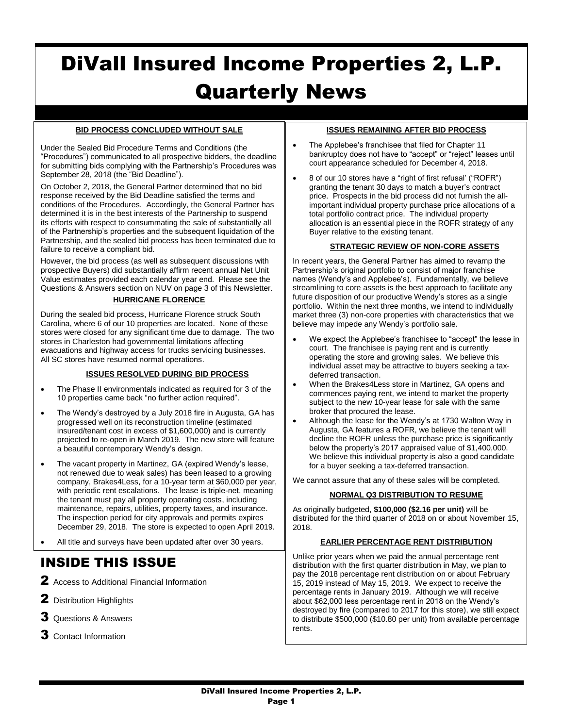# DiVall Insured Income Properties 2, L.P. Quarterly News

### BID PROCESS CONCLUDED WITHOUT SALE

Under the Sealed Bid Procedure Terms and Conditions (the "Procedures") communicated to all prospective bidders, the deadline for submitting bids complying with the Partnership's Procedures was September 28, 2018 (the "Bid Deadline").

On October 2, 2018, the General Partner determined that no bid response received by the Bid Deadline satisfied the terms and conditions of the Procedures. Accordingly, the General Partner has determined it is in the best interests of the Partnership to suspend its efforts with respect to consummating the sale of substantially all of the Partnership's properties and the subsequent liquidation of the Partnership, and the sealed bid process has been terminated due to failure to receive a compliant bid.

However, the bid process (as well as subsequent discussions with prospective Buyers) did substantially affirm recent annual Net Unit Value estimates provided each calendar year end. Please see the Questions & Answers section on NUV on page 3 of this Newsletter.

### HURRICANE FLORENCE

During the sealed bid process, Hurricane Florence struck South Carolina, where 6 of our 10 properties are located. None of these stores were closed for any significant time due to damage. The two stores in Charleston had governmental limitations affecting evacuations and highway access for trucks servicing businesses. All SC stores have resumed normal operations.

### ISSUES RESOLVED DURING BID PROCESS

- The Phase II environmentals indicated as required for 3 of the 10 properties came back "no further action required".
- The Wendy's destroyed by a July 2018 fire in Augusta, GA has progressed well on its reconstruction timeline (estimated insured/tenant cost in excess of $1,600,000) and is currently projected to re-open in March 2019. The new store will feature a beautiful contemporary Wendy's design.
- The vacant property in Martinez, GA (expired Wendy's lease, not renewed due to weak sales) has been leased to a growing company, Brakes4Less, for a 10-year term at $60,000 per year, with periodic rent escalations. The lease is triple-net, meaning the tenant must pay all property operating costs, including maintenance, repairs, utilities, property taxes, and insurance. The inspection period for city approvals and permits expires December 29, 2018. The store is expected to open April 2019.
- All title and surveys have been updated after over 30 years.

## INSIDE THIS ISSUE

**2** Access to Additional Financial Information

**2** Distribution Highlights

**3** Questions & Answers

**3** Contact Information

### ISSUES REMAINING AFTER BID PROCESS

- The Applebee's franchisee that filed for Chapter 11 bankruptcy does not have to "accept" or "reject" leases until court appearance scheduled for December 4, 2018.
- 8 of our 10 stores have a "right of first refusal' ("ROFR") granting the tenant 30 days to match a buyer's contract price. Prospects in the bid process did not furnish the all-important individual property purchase price allocations of a total portfolio contract price. The individual property allocation is an essential piece in the ROFR strategy of any Buyer relative to the existing tenant.

### STRATEGIC REVIEW OF NON-CORE ASSETS

In recent years, the General Partner has aimed to revamp the Partnership's original portfolio to consist of major franchise names (Wendy's and Applebee's). Fundamentally, we believe streamlining to core assets is the best approach to facilitate any future disposition of our productive Wendy's stores as a single portfolio. Within the next three months, we intend to individually market three (3) non-core properties with characteristics that we believe may impede any Wendy's portfolio sale.

- We expect the Applebee's franchisee to "accept" the lease in court. The franchisee is paying rent and is currently operating the store and growing sales. We believe this individual asset may be attractive to buyers seeking a tax-deferred transaction.
- When the Brakes4Less store in Martinez, GA opens and commences paying rent, we intend to market the property subject to the new 10-year lease for sale with the same broker that procured the lease.
- Although the lease for the Wendy's at 1730 Walton Way in Augusta, GA features a ROFR, we believe the tenant will decline the ROFR unless the purchase price is significantly below the property's 2017 appraised value of $1,400,000. We believe this individual property is also a good candidate for a buyer seeking a tax-deferred transaction.

We cannot assure that any of these sales will be completed.

### NORMAL Q3 DISTRIBUTION TO RESUME

As originally budgeted, **$100,000 ($2.16 per unit)** will be distributed for the third quarter of 2018 on or about November 15, 2018.

### EARLIER PERCENTAGE RENT DISTRIBUTION

Unlike prior years when we paid the annual percentage rent distribution with the first quarter distribution in May, we plan to pay the 2018 percentage rent distribution on or about February 15, 2019 instead of May 15, 2019. We expect to receive the percentage rents in January 2019. Although we will receive about $62,000 less percentage rent in 2018 on the Wendy's destroyed by fire (compared to 2017 for this store), we still expect to distribute $500,000 ($10.80 per unit) from available percentage rents.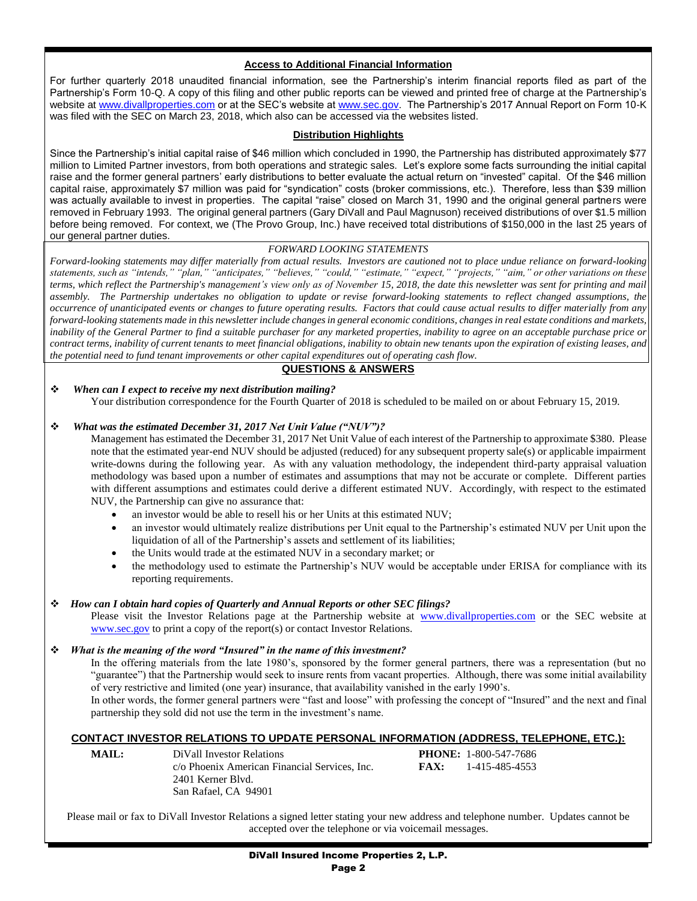## Access to Additional Financial Information

For further quarterly 2018 unaudited financial information, see the Partnership's interim financial reports filed as part of the Partnership's Form 10-Q. A copy of this filing and other public reports can be viewed and printed free of charge at the Partnership's website at www.divallproperties.com or at the SEC's website at www.sec.gov. The Partnership's 2017 Annual Report on Form 10-K was filed with the SEC on March 23, 2018, which also can be accessed via the websites listed.

## Distribution Highlights

Since the Partnership's initial capital raise of $46 million which concluded in 1990, the Partnership has distributed approximately $77 million to Limited Partner investors, from both operations and strategic sales. Let's explore some facts surrounding the initial capital raise and the former general partners' early distributions to better evaluate the actual return on "invested" capital. Of the $46 million capital raise, approximately $7 million was paid for "syndication" costs (broker commissions, etc.). Therefore, less than $39 million was actually available to invest in properties. The capital "raise" closed on March 31, 1990 and the original general partners were removed in February 1993. The original general partners (Gary DiVall and Paul Magnuson) received distributions of over $1.5 million before being removed. For context, we (The Provo Group, Inc.) have received total distributions of $150,000 in the last 25 years of our general partner duties.

*FORWARD LOOKING STATEMENTS*

*Forward-looking statements may differ materially from actual results. Investors are cautioned not to place undue reliance on forward-looking statements, such as "intends," "plan," "anticipates," "believes," "could," "estimate," "expect," "projects," "aim," or other variations on these terms, which reflect the Partnership's management's view only as of November 15, 2018, the date this newsletter was sent for printing and mail assembly. The Partnership undertakes no obligation to update or revise forward-looking statements to reflect changed assumptions, the occurrence of unanticipated events or changes to future operating results. Factors that could cause actual results to differ materially from any forward-looking statements made in this newsletter include changes in general economic conditions, changes in real estate conditions and markets, inability of the General Partner to find a suitable purchaser for any marketed properties, inability to agree on an acceptable purchase price or contract terms, inability of current tenants to meet financial obligations, inability to obtain new tenants upon the expiration of existing leases, and the potential need to fund tenant improvements or other capital expenditures out of operating cash flow.*

## QUESTIONS & ANSWERS

- ***When can I expect to receive my next distribution mailing?***

  Your distribution correspondence for the Fourth Quarter of 2018 is scheduled to be mailed on or about February 15, 2019.

- ***What was the estimated December 31, 2017 Net Unit Value ("NUV")?***

  Management has estimated the December 31, 2017 Net Unit Value of each interest of the Partnership to approximate $380. Please note that the estimated year-end NUV should be adjusted (reduced) for any subsequent property sale(s) or applicable impairment write-downs during the following year. As with any valuation methodology, the independent third-party appraisal valuation methodology was based upon a number of estimates and assumptions that may not be accurate or complete. Different parties with different assumptions and estimates could derive a different estimated NUV. Accordingly, with respect to the estimated NUV, the Partnership can give no assurance that:

  - an investor would be able to resell his or her Units at this estimated NUV;
  - an investor would ultimately realize distributions per Unit equal to the Partnership's estimated NUV per Unit upon the liquidation of all of the Partnership's assets and settlement of its liabilities;
  - the Units would trade at the estimated NUV in a secondary market; or
  - the methodology used to estimate the Partnership's NUV would be acceptable under ERISA for compliance with its reporting requirements.

- ***How can I obtain hard copies of Quarterly and Annual Reports or other SEC filings?***

  Please visit the Investor Relations page at the Partnership website at www.divallproperties.com or the SEC website at www.sec.gov to print a copy of the report(s) or contact Investor Relations.

- ***What is the meaning of the word "Insured" in the name of this investment?***

  In the offering materials from the late 1980's, sponsored by the former general partners, there was a representation (but no "guarantee") that the Partnership would seek to insure rents from vacant properties. Although, there was some initial availability of very restrictive and limited (one year) insurance, that availability vanished in the early 1990's.

  In other words, the former general partners were "fast and loose" with professing the concept of "Insured" and the next and final partnership they sold did not use the term in the investment's name.

## CONTACT INVESTOR RELATIONS TO UPDATE PERSONAL INFORMATION (ADDRESS, TELEPHONE, ETC.):

**MAIL:** DiVall Investor Relations
c/o Phoenix American Financial Services, Inc.
2401 Kerner Blvd.
San Rafael, CA 94901

**PHONE:** 1-800-547-7686
**FAX:** 1-415-485-4553

Please mail or fax to DiVall Investor Relations a signed letter stating your new address and telephone number. Updates cannot be accepted over the telephone or via voicemail messages.